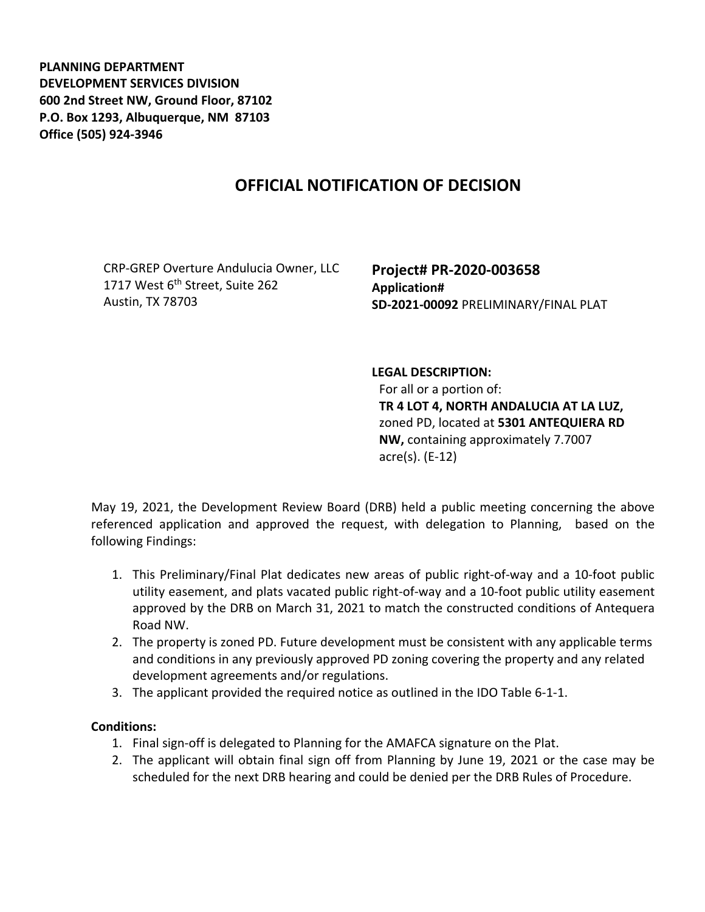**PLANNING DEPARTMENT**
**DEVELOPMENT SERVICES DIVISION**
**600 2nd Street NW, Ground Floor, 87102**
**P.O. Box 1293, Albuquerque, NM 87103**
**Office (505) 924-3946**

# OFFICIAL NOTIFICATION OF DECISION

CRP-GREP Overture Andulucia Owner, LLC
1717 West 6th Street, Suite 262
Austin, TX 78703

**Project# PR-2020-003658**
**Application#**
**SD-2021-00092** PRELIMINARY/FINAL PLAT

**LEGAL DESCRIPTION:**
For all or a portion of:
**TR 4 LOT 4, NORTH ANDALUCIA AT LA LUZ,** zoned PD, located at **5301 ANTEQUIERA RD NW,** containing approximately 7.7007 acre(s). (E-12)

May 19, 2021, the Development Review Board (DRB) held a public meeting concerning the above referenced application and approved the request, with delegation to Planning, based on the following Findings:

1. This Preliminary/Final Plat dedicates new areas of public right-of-way and a 10-foot public utility easement, and plats vacated public right-of-way and a 10-foot public utility easement approved by the DRB on March 31, 2021 to match the constructed conditions of Antequera Road NW.
2. The property is zoned PD. Future development must be consistent with any applicable terms and conditions in any previously approved PD zoning covering the property and any related development agreements and/or regulations.
3. The applicant provided the required notice as outlined in the IDO Table 6-1-1.

**Conditions:**

1. Final sign-off is delegated to Planning for the AMAFCA signature on the Plat.
2. The applicant will obtain final sign off from Planning by June 19, 2021 or the case may be scheduled for the next DRB hearing and could be denied per the DRB Rules of Procedure.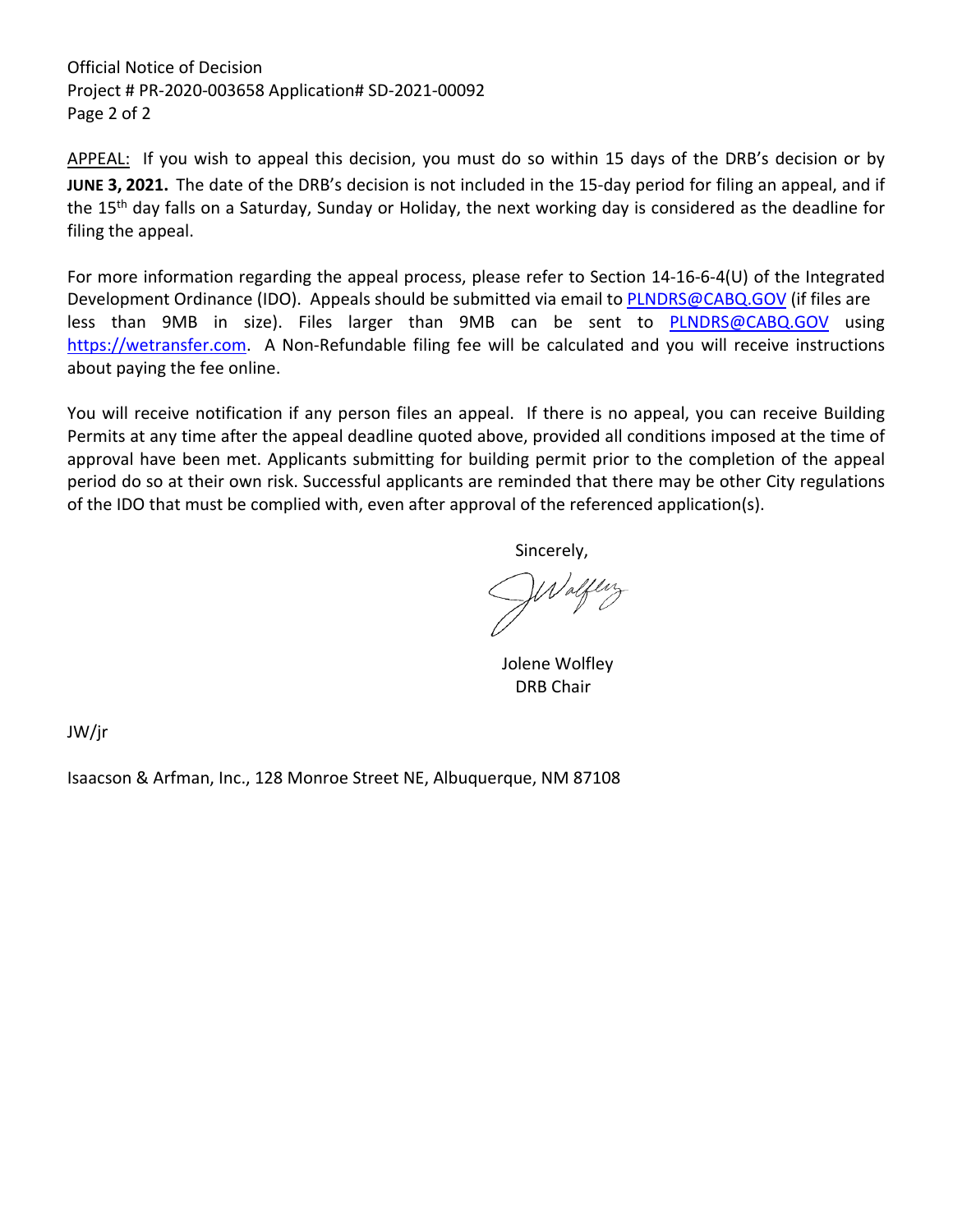APPEAL: If you wish to appeal this decision, you must do so within 15 days of the DRB's decision or by **JUNE 3, 2021.** The date of the DRB's decision is not included in the 15-day period for filing an appeal, and if the 15th day falls on a Saturday, Sunday or Holiday, the next working day is considered as the deadline for filing the appeal.

For more information regarding the appeal process, please refer to Section 14-16-6-4(U) of the Integrated Development Ordinance (IDO). Appeals should be submitted via email to PLNDRS@CABQ.GOV (if files are less than 9MB in size). Files larger than 9MB can be sent to PLNDRS@CABQ.GOV using https://wetransfer.com. A Non-Refundable filing fee will be calculated and you will receive instructions about paying the fee online.

You will receive notification if any person files an appeal. If there is no appeal, you can receive Building Permits at any time after the appeal deadline quoted above, provided all conditions imposed at the time of approval have been met. Applicants submitting for building permit prior to the completion of the appeal period do so at their own risk. Successful applicants are reminded that there may be other City regulations of the IDO that must be complied with, even after approval of the referenced application(s).

Sincerely,

Jolene Wolfley
DRB Chair

JW/jr

Isaacson & Arfman, Inc., 128 Monroe Street NE, Albuquerque, NM 87108